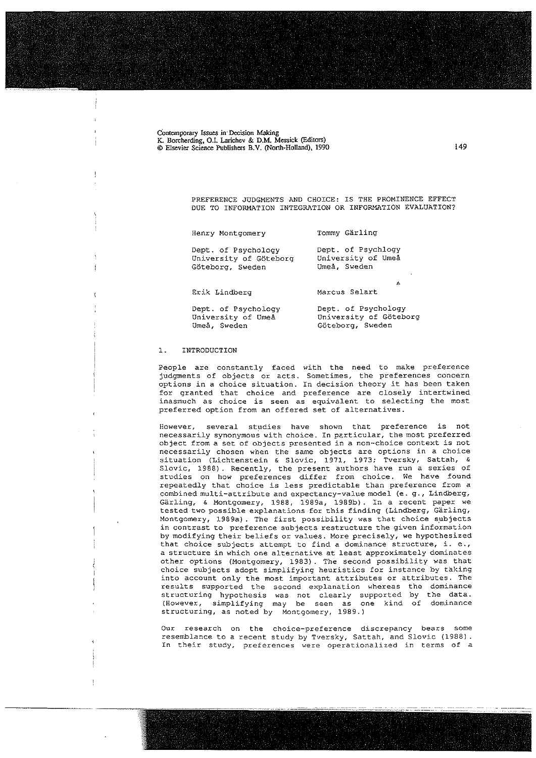Contemporary Issues in Decision Making
K. Borcherding, O.I. Larichev & D.M. Messick (Editors)
© Elsevier Science Publishers B.V. (North-Holland), 1990

# PREFERENCE JUDGMENTS AND CHOICE: IS THE PROMINENCE EFFECT DUE TO INFORMATION INTEGRATION OR INFORMATION EVALUATION?

Henry Montgomery
Dept. of Psychology
University of Göteborg
Göteborg, Sweden

Tommy Gärling
Dept. of Psychlogy
University of Umeå
Umeå, Sweden

Erik Lindberg
Dept. of Psychology
University of Umeå
Umeå, Sweden

Marcus Selart
Dept. of Psychology
University of Göteborg
Göteborg, Sweden

## 1. INTRODUCTION

People are constantly faced with the need to make preference judgments of objects or acts. Sometimes, the preferences concern options in a choice situation. In decision theory it has been taken for granted that choice and preference are closely intertwined inasmuch as choice is seen as equivalent to selecting the most preferred option from an offered set of alternatives.

However, several studies have shown that preference is not necessarily synonymous with choice. In particular, the most preferred object from a set of objects presented in a non-choice context is not necessarily chosen when the same objects are options in a choice situation (Lichtenstein & Slovic, 1971, 1973; Tversky, Sattah, & Slovic, 1988). Recently, the present authors have run a series of studies on how preferences differ from choice. We have found repeatedly that choice is less predictable than preference from a combined multi-attribute and expectancy-value model (e. g., Lindberg, Gärling, & Montgomery, 1988, 1989a, 1989b). In a recent paper we tested two possible explanations for this finding (Lindberg, Gärling, Montgomery, 1989a). The first possibility was that choice subjects in contrast to preference subjects restructure the given information by modifying their beliefs or values. More precisely, we hypothesized that choice subjects attempt to find a dominance structure, i. e., a structure in which one alternative at least approximately dominates other options (Montgomery, 1983). The second possibility was that choice subjects adopt simplifying heuristics for instance by taking into account only the most important attributes or attributes. The results supported the second explanation whereas the dominance structuring hypothesis was not clearly supported by the data. (However, simplifying may be seen as one kind of dominance structuring, as noted by Montgomery, 1989.)

Our research on the choice-preference discrepancy bears some resemblance to a recent study by Tversky, Sattah, and Slovic (1988). In their study, preferences were operationalized in terms of a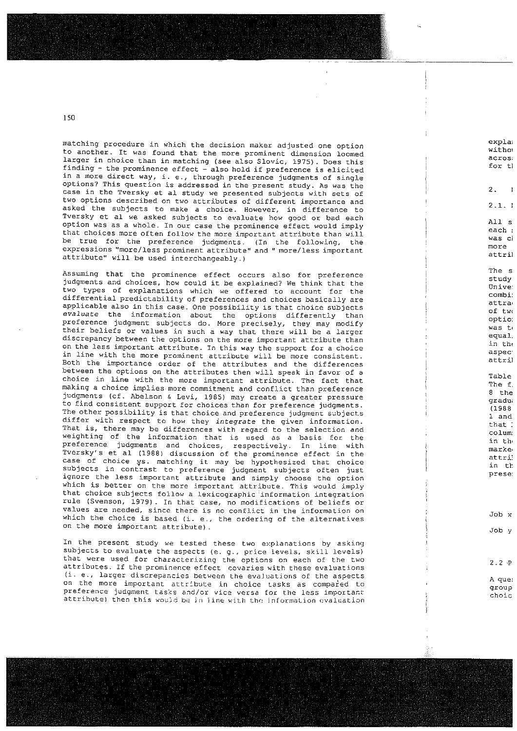matching procedure in which the decision maker adjusted one option to another. It was found that the more prominent dimension loomed larger in choice than in matching (see also Slovic, 1975). Does this finding - the prominence effect - also hold if preference is elicited in a more direct way, i. e., through preference judgments of single options? This question is addressed in the present study. As was the case in the Tversky et al study we presented subjects with sets of two options described on two attributes of different importance and asked the subjects to make a choice. However, in difference to Tversky et al we asked subjects to evaluate how good or bad each option was as a whole. In our case the prominence effect would imply that choices more often follow the more important attribute than will be true for the preference judgments. (In the following, the expressions "more/less prominent attribute" and " more/less important attribute" will be used interchangeably.)

Assuming that the prominence effect occurs also for preference judgments and choices, how could it be explained? We think that the two types of explanations which we offered to account for the differential predictability of preferences and choices basically are applicable also in this case. One possibility is that choice subjects *evaluate* the information about the options differently than preference judgment subjects do. More precisely, they may modify their beliefs or values in such a way that there will be a larger discrepancy between the options on the more important attribute than on the less important attribute. In this way the support for a choice in line with the more prominent attribute will be more consistent. Both the importance order of the attributes and the differences between the options on the attributes then will speak in favor of a choice in line with the more important attribute. The fact that making a choice implies more commitment and conflict than preference judgments (cf. Abelson & Levi, 1985) may create a greater pressure to find consistent support for choices than for preference judgments. The other possibility is that choice and preference judgment subjects differ with respect to how they *integrate* the given information. That is, there may be differences with regard to the selection and weighting of the information that is used as a basis for the preference judgments and choices, respectively. In line with Tversky's et al (1988) discussion of the prominence effect in the case of choice vs. matching it may be hypothesized that choice subjects in contrast to preference judgment subjects often just ignore the less important attribute and simply choose the option which is better on the more important attribute. This would imply that choice subjects follow a lexicographic information integration rule (Svenson, 1979). In that case, no modifications of beliefs or values are needed, since there is no conflict in the information on which the choice is based (i. e., the ordering of the alternatives on the more important attribute).

In the present study we tested these two explanations by asking subjects to evaluate the aspects (e. g., price levels, skill levels) that were used for characterizing the options on each of the two attributes. If the prominence effect covaries with these evaluations (i. e., larger discrepancies between the evaluations of the aspects on the more important attribute in choice tasks as compared to preference judgment tasks and/or vice versa for the less important attribute) then this would be in line with the information evaluation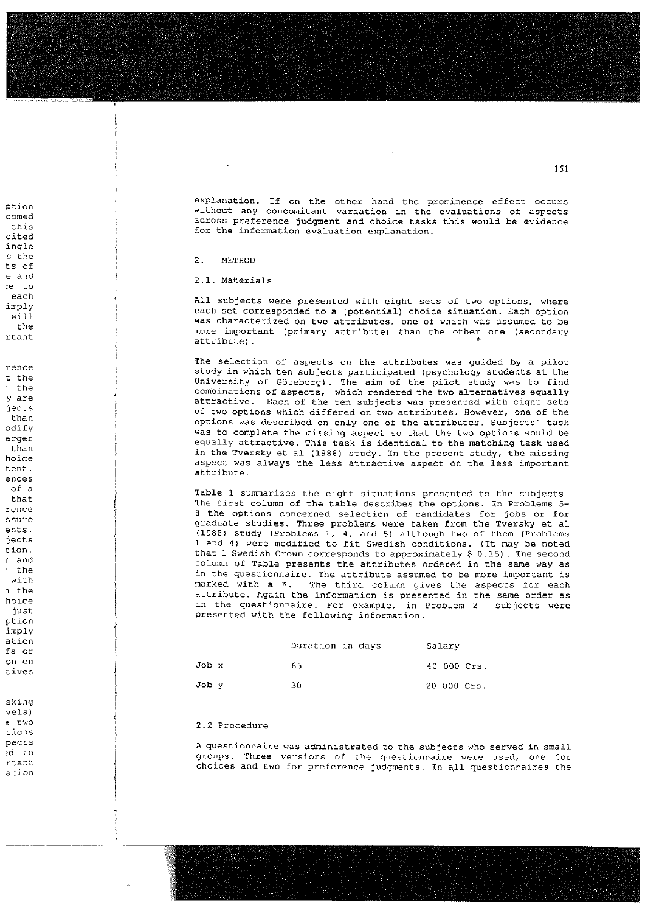explanation. If on the other hand the prominence effect occurs without any concomitant variation in the evaluations of aspects across preference judgment and choice tasks this would be evidence for the information evaluation explanation.

## 2. METHOD

### 2.1. Materials

All subjects were presented with eight sets of two options, where each set corresponded to a (potential) choice situation. Each option was characterized on two attributes, one of which was assumed to be more important (primary attribute) than the other one (secondary attribute).

The selection of aspects on the attributes was guided by a pilot study in which ten subjects participated (psychology students at the University of Göteborg). The aim of the pilot study was to find combinations of aspects, which rendered the two alternatives equally attractive. Each of the ten subjects was presented with eight sets of two options which differed on two attributes. However, one of the options was described on only one of the attributes. Subjects' task was to complete the missing aspect so that the two options would be equally attractive. This task is identical to the matching task used in the Tversky et al (1988) study. In the present study, the missing aspect was always the less attractive aspect on the less important attribute.

Table 1 summarizes the eight situations presented to the subjects. The first column of the table describes the options. In Problems 5-8 the options concerned selection of candidates for jobs or for graduate studies. Three problems were taken from the Tversky et al (1988) study (Problems 1, 4, and 5) although two of them (Problems 1 and 4) were modified to fit Swedish conditions. (It may be noted that 1 Swedish Crown corresponds to approximately $ 0.15). The second column of Table presents the attributes ordered in the same way as in the questionnaire. The attribute assumed to be more important is marked with a *. The third column gives the aspects for each attribute. Again the information is presented in the same order as in the questionnaire. For example, in Problem 2 subjects were presented with the following information.

| | Duration in days | Salary |
|---|---|---|
| Job x | 65 | 40 000 Crs. |
| Job y | 30 | 20 000 Crs. |

### 2.2 Procedure

A questionnaire was administrated to the subjects who served in small groups. Three versions of the questionnaire were used, one for choices and two for preference judgments. In all questionnaires the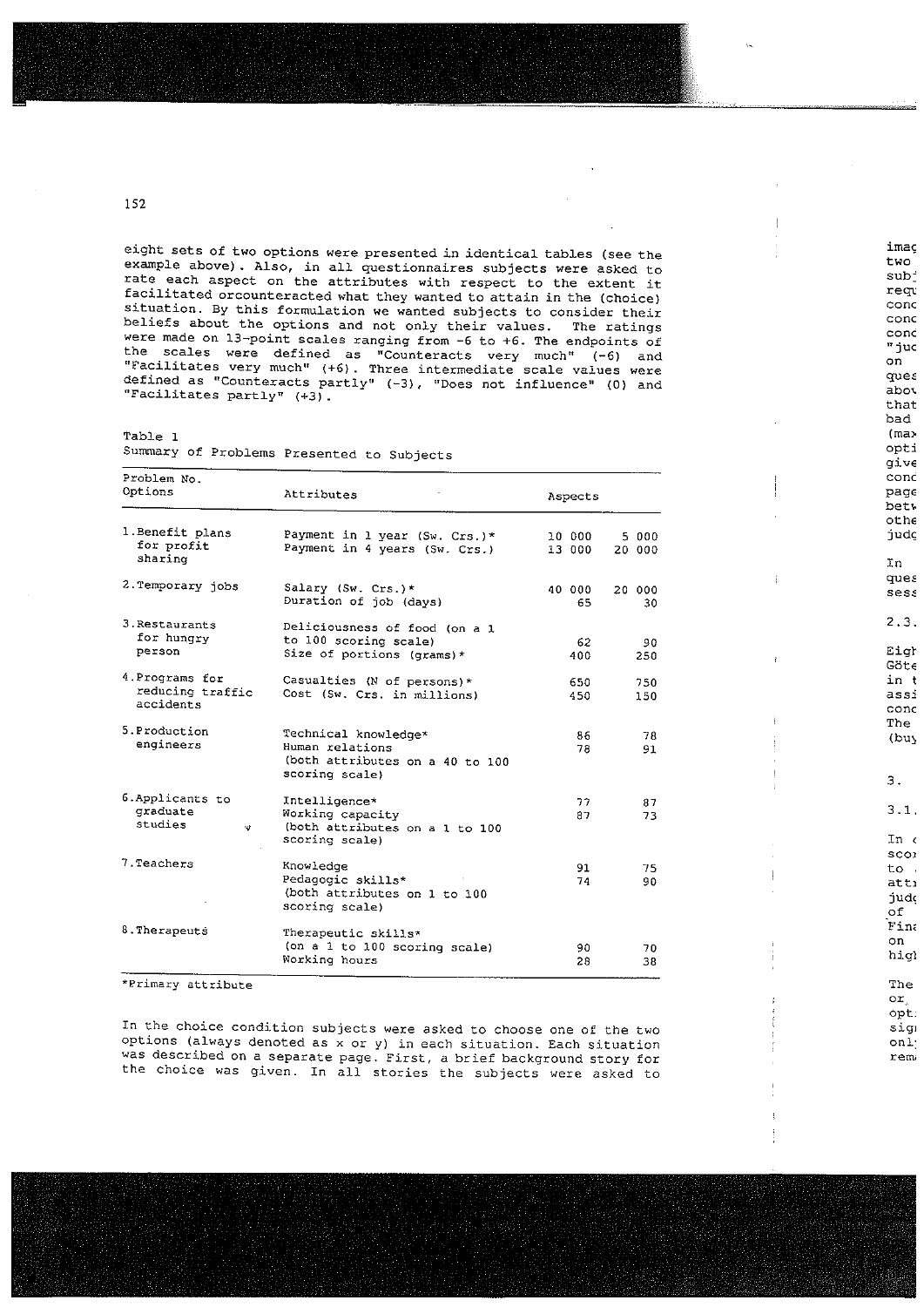eight sets of two options were presented in identical tables (see the example above). Also, in all questionnaires subjects were asked to rate each aspect on the attributes with respect to the extent it facilitated orcounteracted what they wanted to attain in the (choice) situation. By this formulation we wanted subjects to consider their beliefs about the options and not only their values. The ratings were made on 13-point scales ranging from -6 to +6. The endpoints of the scales were defined as "Counteracts very much" (-6) and "Facilitates very much" (+6). Three intermediate scale values were defined as "Counteracts partly" (-3), "Does not influence" (0) and "Facilitates partly" (+3).

Table 1
Summary of Problems Presented to Subjects

| Problem No. Options | Attributes | Aspects | |
|---|---|---|---|
| 1. Benefit plans for profit sharing | Payment in 1 year (Sw. Crs.)* | 10 000 | 5 000 |
| | Payment in 4 years (Sw. Crs.) | 13 000 | 20 000 |
| 2. Temporary jobs | Salary (Sw. Crs.)* | 40 000 | 20 000 |
| | Duration of job (days) | 65 | 30 |
| 3. Restaurants for hungry person | Deliciousness of food (on a 1 to 100 scoring scale) | 62 | 90 |
| | Size of portions (grams)* | 400 | 250 |
| 4. Programs for reducing traffic accidents | Casualties (N of persons)* | 650 | 750 |
| | Cost (Sw. Crs. in millions) | 450 | 150 |
| 5. Production engineers | Technical knowledge* | 86 | 78 |
| | Human relations (both attributes on a 40 to 100 scoring scale) | 78 | 91 |
| 6. Applicants to graduate studies | Intelligence* | 77 | 87 |
| | Working capacity (both attributes on a 1 to 100 scoring scale) | 87 | 73 |
| 7. Teachers | Knowledge | 91 | 75 |
| | Pedagogic skills* (both attributes on 1 to 100 scoring scale) | 74 | 90 |
| 8. Therapeuts | Therapeutic skills* (on a 1 to 100 scoring scale) | 90 | 70 |
| | Working hours | 28 | 38 |

*Primary attribute

In the choice condition subjects were asked to choose one of the two options (always denoted as x or y) in each situation. Each situation was described on a separate page. First, a brief background story for the choice was given. In all stories the subjects were asked to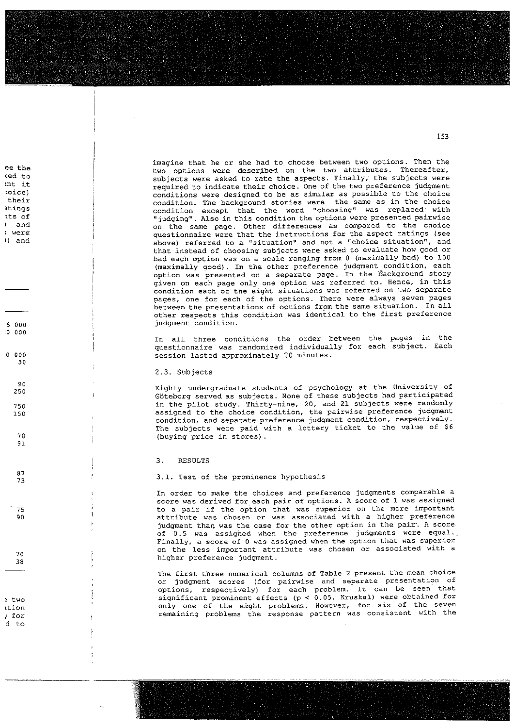imagine that he or she had to choose between two options. Then the two options were described on the two attributes. Thereafter, subjects were asked to rate the aspects. Finally, the subjects were required to indicate their choice. One of the two preference judgment conditions were designed to be as similar as possible to the choice condition. The background stories were the same as in the choice condition except that the word "choosing" was replaced with "judging". Also in this condition the options were presented pairwise on the same page. Other differences as compared to the choice questionnaire were that the instructions for the aspect ratings (see above) referred to a "situation" and not a "choice situation", and that instead of choosing subjects were asked to evaluate how good or bad each option was on a scale ranging from 0 (maximally bad) to 100 (maximally good). In the other preference judgment condition, each option was presented on a separate page. In the background story given on each page only one option was referred to. Hence, in this condition each of the eight situations was referred on two separate pages, one for each of the options. There were always seven pages between the presentations of options from the same situation. In all other respects this condition was identical to the first preference judgment condition.

In all three conditions the order between the pages in the questionnaire was randomized individually for each subject. Each session lasted approximately 20 minutes.

### 2.3. Subjects

Eighty undergraduate students of psychology at the University of Göteborg served as subjects. None of these subjects had participated in the pilot study. Thirty-nine, 20, and 21 subjects were randomly assigned to the choice condition, the pairwise preference judgment condition, and separate preference judgment condition, respectively. The subjects were paid with a lottery ticket to the value of $6 (buying price in stores).

## 3. RESULTS

### 3.1. Test of the prominence hypothesis

In order to make the choices and preference judgments comparable a score was derived for each pair of options. A score of 1 was assigned to a pair if the option that was superior on the more important attribute was chosen or was associated with a higher preference judgment than was the case for the other option in the pair. A score of 0.5 was assigned when the preference judgments were equal. Finally, a score of 0 was assigned when the option that was superior on the less important attribute was chosen or associated with a higher preference judgment.

The first three numerical columns of Table 2 present the mean choice or judgment scores (for pairwise and separate presentation of options, respectively) for each problem. It can be seen that significant prominent effects ($p < 0.05$, Kruskal) were obtained for only one of the eight problems. However, for six of the seven remaining problems the response pattern was consistent with the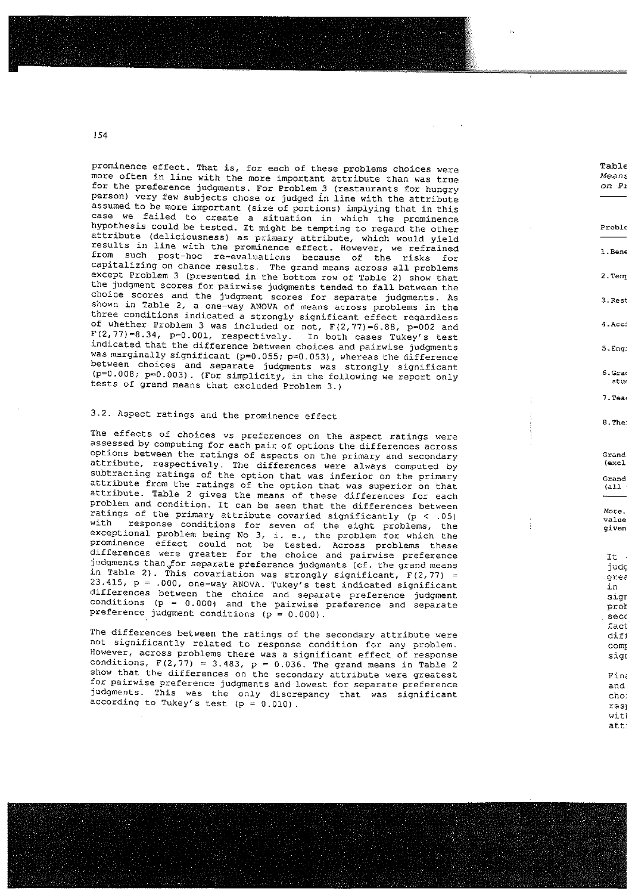prominence effect. That is, for each of these problems choices were more often in line with the more important attribute than was true for the preference judgments. For Problem 3 (restaurants for hungry person) very few subjects chose or judged in line with the attribute assumed to be more important (size of portions) implying that in this case we failed to create a situation in which the prominence hypothesis could be tested. It might be tempting to regard the other attribute (deliciousness) as primary attribute, which would yield results in line with the prominence effect. However, we refrained from such post-hoc re-evaluations because of the risks for capitalizing on chance results. The grand means across all problems except Problem 3 (presented in the bottom row of Table 2) show that the judgment scores for pairwise judgments tended to fall between the choice scores and the judgment scores for separate judgments. As shown in Table 2, a one-way ANOVA of means across problems in the three conditions indicated a strongly significant effect regardless of whether Problem 3 was included or not, $F(2,77)=6.88$, $p=002$ and $F(2,77)=8.34$, $p=0.001$, respectively. In both cases Tukey's test indicated that the difference between choices and pairwise judgments was marginally significant ($p=0.055$; $p=0.053$), whereas the difference between choices and separate judgments was strongly significant ($p=0.008$; $p=0.003$). (For simplicity, in the following we report only tests of grand means that excluded Problem 3.)

## 3.2. Aspect ratings and the prominence effect

The effects of choices vs preferences on the aspect ratings were assessed by computing for each pair of options the differences across options between the ratings of aspects on the primary and secondary attribute, respectively. The differences were always computed by subtracting ratings of the option that was inferior on the primary attribute from the ratings of the option that was superior on that attribute. Table 2 gives the means of these differences for each problem and condition. It can be seen that the differences between ratings of the primary attribute covaried significantly ($p < .05$) with response conditions for seven of the eight problems, the exceptional problem being No 3, i. e., the problem for which the prominence effect could not be tested. Across problems these differences were greater for the choice and pairwise preference judgments than for separate preference judgments (cf. the grand means in Table 2). This covariation was strongly significant, $F(2,77) = 23.415$, $p = .000$, one-way ANOVA. Tukey's test indicated significant differences between the choice and separate preference judgment conditions ($p = 0.000$) and the pairwise preference and separate preference judgment conditions ($p = 0.000$).

The differences between the ratings of the secondary attribute were not significantly related to response condition for any problem. However, across problems there was a significant effect of response conditions, $F(2,77) = 3.483$, $p = 0.036$. The grand means in Table 2 show that the differences on the secondary attribute were greatest for pairwise preference judgments and lowest for separate preference judgments. This was the only discrepancy that was significant according to Tukey's test ($p = 0.010$).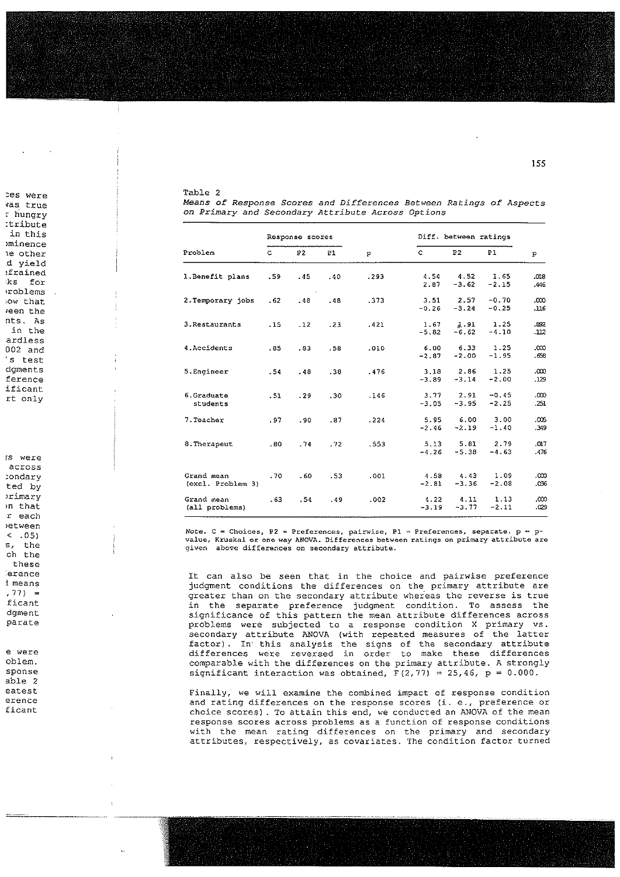Table 2
*Means of Response Scores and Differences Between Ratings of Aspects on Primary and Secondary Attribute Across Options*

| Problem | Response scores | | | | Diff. between ratings | | | |
|---|---|---|---|---|---|---|---|---|
| | C | P2 | P1 | p | C | P2 | P1 | p |
| 1.Benefit plans | .59 | .45 | .40 | .293 | 4.54 | 4.52 | 1.65 | .018 |
| | | | | | 2.87 | −3.62 | −2.15 | .446 |
| 2.Temporary jobs | .62 | .48 | .48 | .373 | 3.51 | 2.57 | −0.70 | .000 |
| | | | | | −0.26 | −3.24 | −0.25 | .116 |
| 3.Restaurants | .15 | .12 | .23 | .421 | 1.67 | 1.91 | 1.25 | .892 |
| | | | | | −5.82 | −6.62 | −4.10 | .112 |
| 4.Accidents | .85 | .83 | .58 | .010 | 6.00 | 6.33 | 1.25 | .000 |
| | | | | | −2.87 | −2.00 | −1.95 | .658 |
| 5.Engineer | .54 | .48 | .38 | .476 | 3.18 | 2.86 | 1.25 | .000 |
| | | | | | −3.89 | −3.14 | −2.00 | .129 |
| 6.Graduate students | .51 | .29 | .30 | .146 | 3.77 | 2.91 | −0.45 | .000 |
| | | | | | −3.05 | −3.95 | −2.25 | .251 |
| 7.Teacher | .97 | .90 | .87 | .224 | 5.95 | 6.00 | 3.00 | .005 |
| | | | | | −2.46 | −2.19 | −1.40 | .349 |
| 8.Therapeut | .80 | .74 | .72 | .553 | 5.13 | 5.81 | 2.79 | .017 |
| | | | | | −4.26 | −5.38 | −4.63 | .476 |
| Grand mean (excl. Problem 3) | .70 | .60 | .53 | .001 | 4.58 | 4.43 | 1.09 | .000 |
| | | | | | −2.81 | −3.36 | −2.08 | .036 |
| Grand mean (all problems) | .63 | .54 | .49 | .002 | 4.22 | 4.11 | 1.13 | .000 |
| | | | | | −3.19 | −3.77 | −2.11 | .029 |

*Note.* C = Choices, P2 = Preferences, pairwise, P1 = Preferences, separate. p = p-value, Kruskal or one way ANOVA. Differences between ratings on primary attribute are given above differences on secondary attribute.

It can also be seen that in the choice and pairwise preference judgment conditions the differences on the primary attribute are greater than on the secondary attribute whereas the reverse is true in the separate preference judgment condition. To assess the significance of this pattern the mean attribute differences across problems were subjected to a response condition X primary vs. secondary attribute ANOVA (with repeated measures of the latter factor). In this analysis the signs of the secondary attribute differences were reversed in order to make these differences comparable with the differences on the primary attribute. A strongly significant interaction was obtained, $F(2,77) = 25,46$, $p = 0.000$.

Finally, we will examine the combined impact of response condition and rating differences on the response scores (i. e., preference or choice scores). To attain this end, we conducted an ANOVA of the mean response scores across problems as a function of response conditions with the mean rating differences on the primary and secondary attributes, respectively, as covariates. The condition factor turned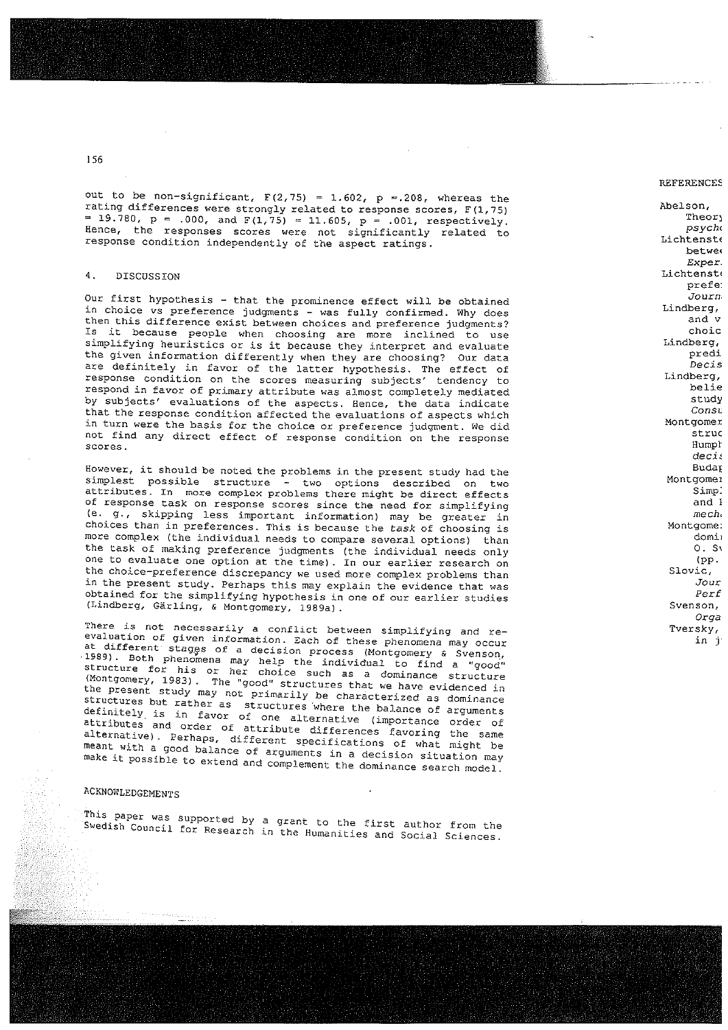out to be non-significant, $F(2,75) = 1.602$, $p = .208$, whereas the rating differences were strongly related to response scores, $F(1,75) = 19.780$, $p = .000$, and $F(1,75) = 11.605$, $p = .001$, respectively. Hence, the responses scores were not significantly related to response condition independently of the aspect ratings.

## 4. DISCUSSION

Our first hypothesis - that the prominence effect will be obtained in choice vs preference judgments - was fully confirmed. Why does then this difference exist between choices and preference judgments? Is it because people when choosing are more inclined to use simplifying heuristics or is it because they interpret and evaluate the given information differently when they are choosing? Our data are definitely in favor of the latter hypothesis. The effect of response condition on the scores measuring subjects' tendency to respond in favor of primary attribute was almost completely mediated by subjects' evaluations of the aspects. Hence, the data indicate that the response condition affected the evaluations of aspects which in turn were the basis for the choice or preference judgment. We did not find any direct effect of response condition on the response scores.

However, it should be noted the problems in the present study had the simplest possible structure - two options described on two attributes. In more complex problems there might be direct effects of response task on response scores since the need for simplifying (e. g., skipping less important information) may be greater in choices than in preferences. This is because the *task* of choosing is more complex (the individual needs to compare several options) than the task of making preference judgments (the individual needs only one to evaluate one option at the time). In our earlier research on the choice-preference discrepancy we used more complex problems than in the present study. Perhaps this may explain the evidence that was obtained for the simplifying hypothesis in one of our earlier studies (Lindberg, Gärling, & Montgomery, 1989a).

There is not necessarily a conflict between simplifying and re-evaluation of given information. Each of these phenomena may occur at different stages of a decision process (Montgomery & Svenson, 1989). Both phenomena may help the individual to find a "good" structure for his or her choice such as a dominance structure (Montgomery, 1983). The "good" structures that we have evidenced in the present study may not primarily be characterized as dominance structures but rather as structures where the balance of arguments definitely is in favor of one alternative (importance order of attributes and order of attribute differences favoring the same alternative). Perhaps, different specifications of what might be meant with a good balance of arguments in a decision situation may make it possible to extend and complement the dominance search model.

## ACKNOWLEDGEMENTS

This paper was supported by a grant to the first author from the Swedish Council for Research in the Humanities and Social Sciences.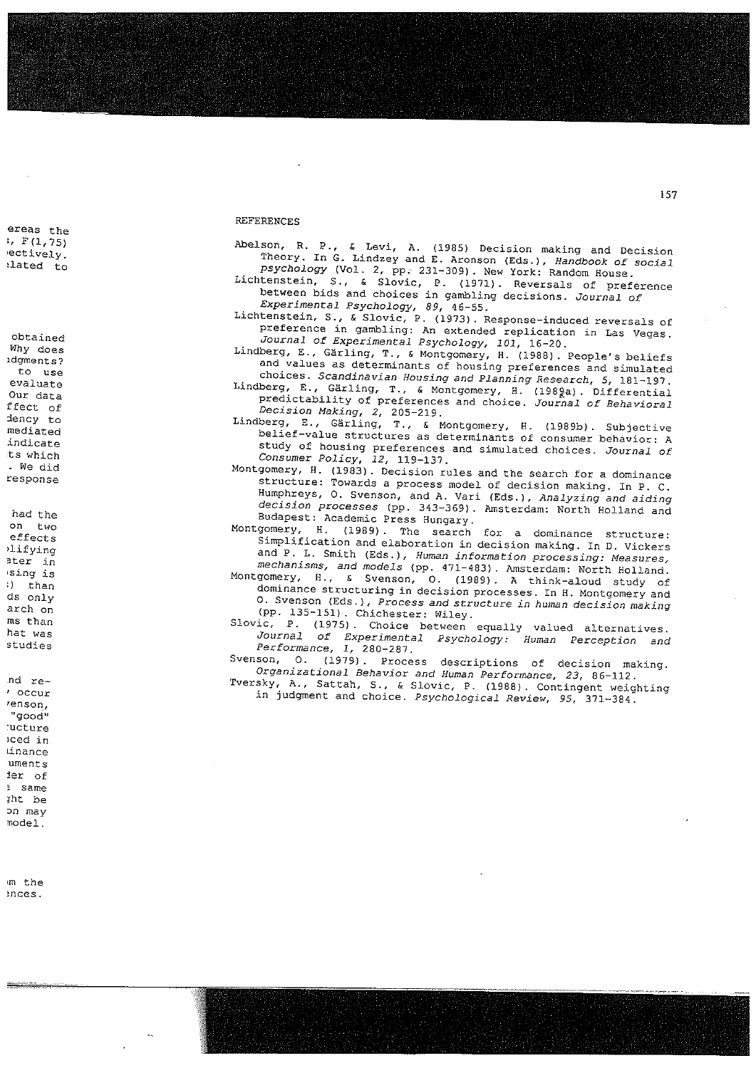## REFERENCES

Abelson, R. P., & Levi, A. (1985) Decision making and Decision Theory. In G. Lindzey and E. Aronson (Eds.), *Handbook of social psychology* (Vol. 2, pp. 231-309). New York: Random House.

Lichtenstein, S., & Slovic, P. (1971). Reversals of preference between bids and choices in gambling decisions. *Journal of Experimental Psychology, 89*, 46-55.

Lichtenstein, S., & Slovic, P. (1973). Response-induced reversals of preference in gambling: An extended replication in Las Vegas. *Journal of Experimental Psychology, 101*, 16-20.

Lindberg, E., Gärling, T., & Montgomery, H. (1988). People's beliefs and values as determinants of housing preferences and simulated choices. *Scandinavian Housing and Planning Research, 5*, 181-197.

Lindberg, E., Gärling, T., & Montgomery, H. (1989a). Differential predictability of preferences and choice. *Journal of Behavioral Decision Making, 2*, 205-219.

Lindberg, E., Gärling, T., & Montgomery, H. (1989b). Subjective belief-value structures as determinants of consumer behavior: A study of housing preferences and simulated choices. *Journal of Consumer Policy, 12*, 119-137.

Montgomery, H. (1983). Decision rules and the search for a dominance structure: Towards a process model of decision making. In P. C. Humphreys, O. Svenson, and A. Vari (Eds.), *Analyzing and aiding decision processes* (pp. 343-369). Amsterdam: North Holland and Budapest: Academic Press Hungary.

Montgomery, H. (1989). The search for a dominance structure: Simplification and elaboration in decision making. In D. Vickers and P. L. Smith (Eds.), *Human information processing: Measures, mechanisms, and models* (pp. 471-483). Amsterdam: North Holland.

Montgomery, H., & Svenson, O. (1989). A think-aloud study of dominance structuring in decision processes. In H. Montgomery and O. Svenson (Eds.), *Process and structure in human decision making* (pp. 135-151). Chichester: Wiley.

Slovic, P. (1975). Choice between equally valued alternatives. *Journal of Experimental Psychology: Human Perception and Performance, 1*, 280-287.

Svenson, O. (1979). Process descriptions of decision making. *Organizational Behavior and Human Performance, 23*, 86-112.

Tversky, A., Sattah, S., & Slovic, P. (1988). Contingent weighting in judgment and choice. *Psychological Review, 95*, 371-384.